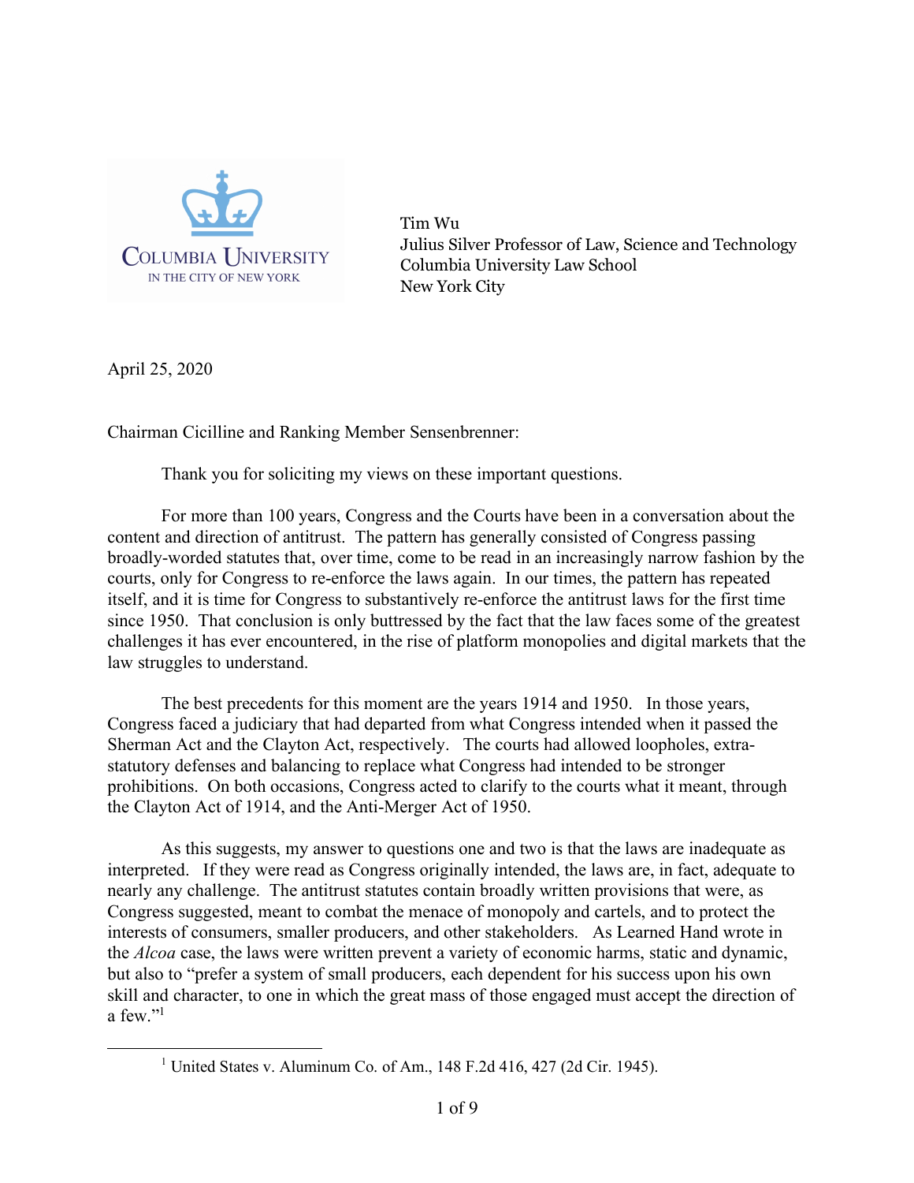Tim Wu
Julius Silver Professor of Law, Science and Technology
Columbia University Law School
New York City

April 25, 2020

Chairman Cicilline and Ranking Member Sensenbrenner:

Thank you for soliciting my views on these important questions.

For more than 100 years, Congress and the Courts have been in a conversation about the content and direction of antitrust. The pattern has generally consisted of Congress passing broadly-worded statutes that, over time, come to be read in an increasingly narrow fashion by the courts, only for Congress to re-enforce the laws again. In our times, the pattern has repeated itself, and it is time for Congress to substantively re-enforce the antitrust laws for the first time since 1950. That conclusion is only buttressed by the fact that the law faces some of the greatest challenges it has ever encountered, in the rise of platform monopolies and digital markets that the law struggles to understand.

The best precedents for this moment are the years 1914 and 1950. In those years, Congress faced a judiciary that had departed from what Congress intended when it passed the Sherman Act and the Clayton Act, respectively. The courts had allowed loopholes, extra-statutory defenses and balancing to replace what Congress had intended to be stronger prohibitions. On both occasions, Congress acted to clarify to the courts what it meant, through the Clayton Act of 1914, and the Anti-Merger Act of 1950.

As this suggests, my answer to questions one and two is that the laws are inadequate as interpreted. If they were read as Congress originally intended, the laws are, in fact, adequate to nearly any challenge. The antitrust statutes contain broadly written provisions that were, as Congress suggested, meant to combat the menace of monopoly and cartels, and to protect the interests of consumers, smaller producers, and other stakeholders. As Learned Hand wrote in the *Alcoa* case, the laws were written prevent a variety of economic harms, static and dynamic, but also to "prefer a system of small producers, each dependent for his success upon his own skill and character, to one in which the great mass of those engaged must accept the direction of a few."[1]

[1] United States v. Aluminum Co. of Am., 148 F.2d 416, 427 (2d Cir. 1945).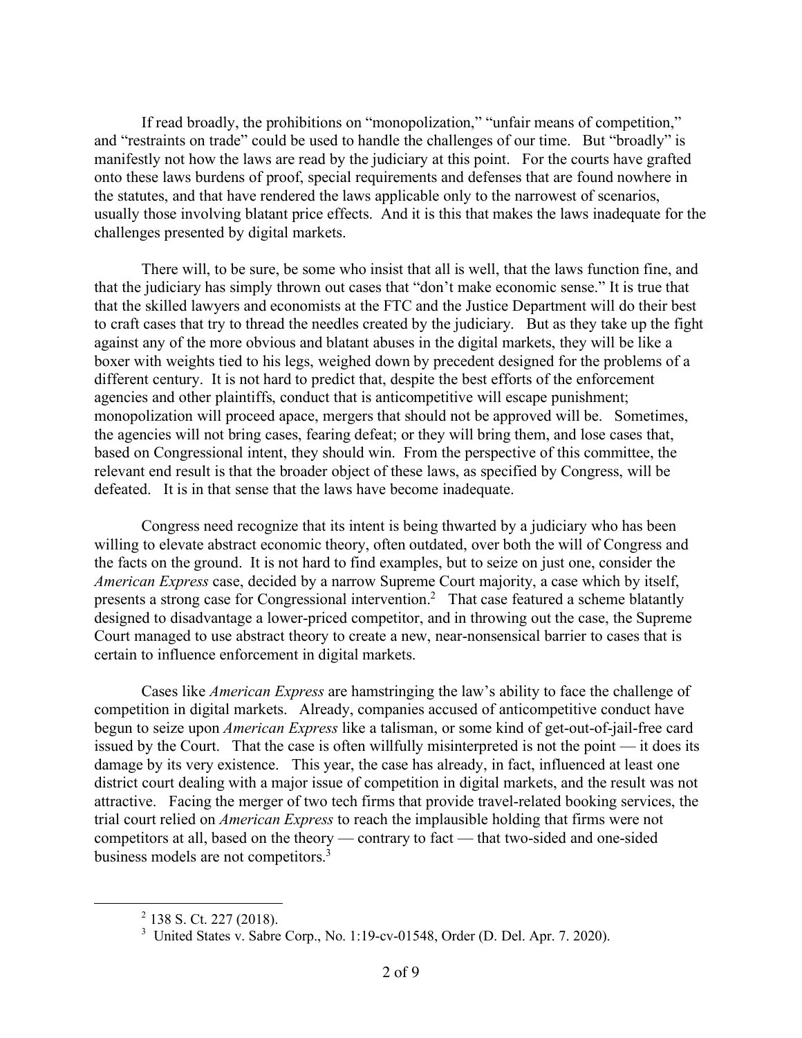If read broadly, the prohibitions on "monopolization," "unfair means of competition," and "restraints on trade" could be used to handle the challenges of our time. But "broadly" is manifestly not how the laws are read by the judiciary at this point. For the courts have grafted onto these laws burdens of proof, special requirements and defenses that are found nowhere in the statutes, and that have rendered the laws applicable only to the narrowest of scenarios, usually those involving blatant price effects. And it is this that makes the laws inadequate for the challenges presented by digital markets.

There will, to be sure, be some who insist that all is well, that the laws function fine, and that the judiciary has simply thrown out cases that "don't make economic sense." It is true that that the skilled lawyers and economists at the FTC and the Justice Department will do their best to craft cases that try to thread the needles created by the judiciary. But as they take up the fight against any of the more obvious and blatant abuses in the digital markets, they will be like a boxer with weights tied to his legs, weighed down by precedent designed for the problems of a different century. It is not hard to predict that, despite the best efforts of the enforcement agencies and other plaintiffs, conduct that is anticompetitive will escape punishment; monopolization will proceed apace, mergers that should not be approved will be. Sometimes, the agencies will not bring cases, fearing defeat; or they will bring them, and lose cases that, based on Congressional intent, they should win. From the perspective of this committee, the relevant end result is that the broader object of these laws, as specified by Congress, will be defeated. It is in that sense that the laws have become inadequate.

Congress need recognize that its intent is being thwarted by a judiciary who has been willing to elevate abstract economic theory, often outdated, over both the will of Congress and the facts on the ground. It is not hard to find examples, but to seize on just one, consider the *American Express* case, decided by a narrow Supreme Court majority, a case which by itself, presents a strong case for Congressional intervention.[2] That case featured a scheme blatantly designed to disadvantage a lower-priced competitor, and in throwing out the case, the Supreme Court managed to use abstract theory to create a new, near-nonsensical barrier to cases that is certain to influence enforcement in digital markets.

Cases like *American Express* are hamstringing the law's ability to face the challenge of competition in digital markets. Already, companies accused of anticompetitive conduct have begun to seize upon *American Express* like a talisman, or some kind of get-out-of-jail-free card issued by the Court. That the case is often willfully misinterpreted is not the point — it does its damage by its very existence. This year, the case has already, in fact, influenced at least one district court dealing with a major issue of competition in digital markets, and the result was not attractive. Facing the merger of two tech firms that provide travel-related booking services, the trial court relied on *American Express* to reach the implausible holding that firms were not competitors at all, based on the theory — contrary to fact — that two-sided and one-sided business models are not competitors.[3]

---

[2] 138 S. Ct. 227 (2018).

[3] United States v. Sabre Corp., No. 1:19-cv-01548, Order (D. Del. Apr. 7. 2020).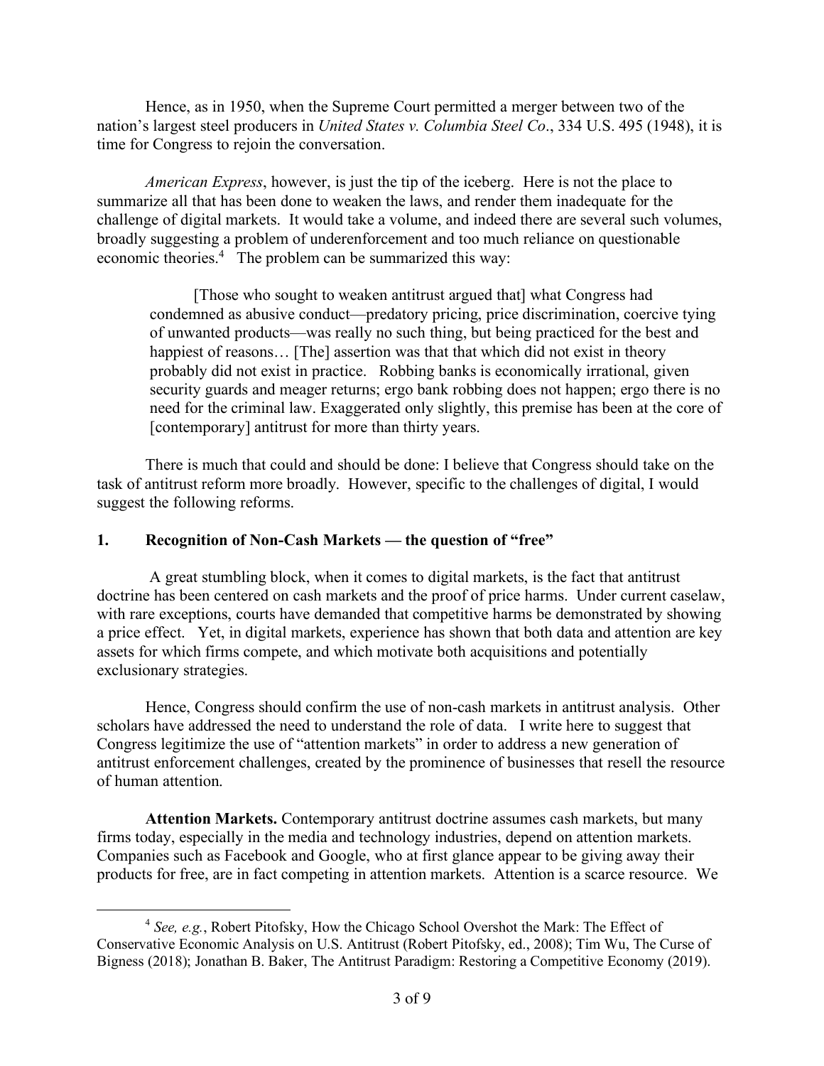Hence, as in 1950, when the Supreme Court permitted a merger between two of the nation's largest steel producers in *United States v. Columbia Steel Co*., 334 U.S. 495 (1948), it is time for Congress to rejoin the conversation.

*American Express*, however, is just the tip of the iceberg. Here is not the place to summarize all that has been done to weaken the laws, and render them inadequate for the challenge of digital markets. It would take a volume, and indeed there are several such volumes, broadly suggesting a problem of underenforcement and too much reliance on questionable economic theories.[4] The problem can be summarized this way:

> [Those who sought to weaken antitrust argued that] what Congress had condemned as abusive conduct—predatory pricing, price discrimination, coercive tying of unwanted products—was really no such thing, but being practiced for the best and happiest of reasons… [The] assertion was that that which did not exist in theory probably did not exist in practice. Robbing banks is economically irrational, given security guards and meager returns; ergo bank robbing does not happen; ergo there is no need for the criminal law. Exaggerated only slightly, this premise has been at the core of [contemporary] antitrust for more than thirty years.

There is much that could and should be done: I believe that Congress should take on the task of antitrust reform more broadly. However, specific to the challenges of digital, I would suggest the following reforms.

## 1. Recognition of Non-Cash Markets — the question of "free"

A great stumbling block, when it comes to digital markets, is the fact that antitrust doctrine has been centered on cash markets and the proof of price harms. Under current caselaw, with rare exceptions, courts have demanded that competitive harms be demonstrated by showing a price effect. Yet, in digital markets, experience has shown that both data and attention are key assets for which firms compete, and which motivate both acquisitions and potentially exclusionary strategies.

Hence, Congress should confirm the use of non-cash markets in antitrust analysis. Other scholars have addressed the need to understand the role of data. I write here to suggest that Congress legitimize the use of "attention markets" in order to address a new generation of antitrust enforcement challenges, created by the prominence of businesses that resell the resource of human attention.

**Attention Markets.** Contemporary antitrust doctrine assumes cash markets, but many firms today, especially in the media and technology industries, depend on attention markets. Companies such as Facebook and Google, who at first glance appear to be giving away their products for free, are in fact competing in attention markets. Attention is a scarce resource. We

---

[4] *See, e.g.*, Robert Pitofsky, How the Chicago School Overshot the Mark: The Effect of Conservative Economic Analysis on U.S. Antitrust (Robert Pitofsky, ed., 2008); Tim Wu, The Curse of Bigness (2018); Jonathan B. Baker, The Antitrust Paradigm: Restoring a Competitive Economy (2019).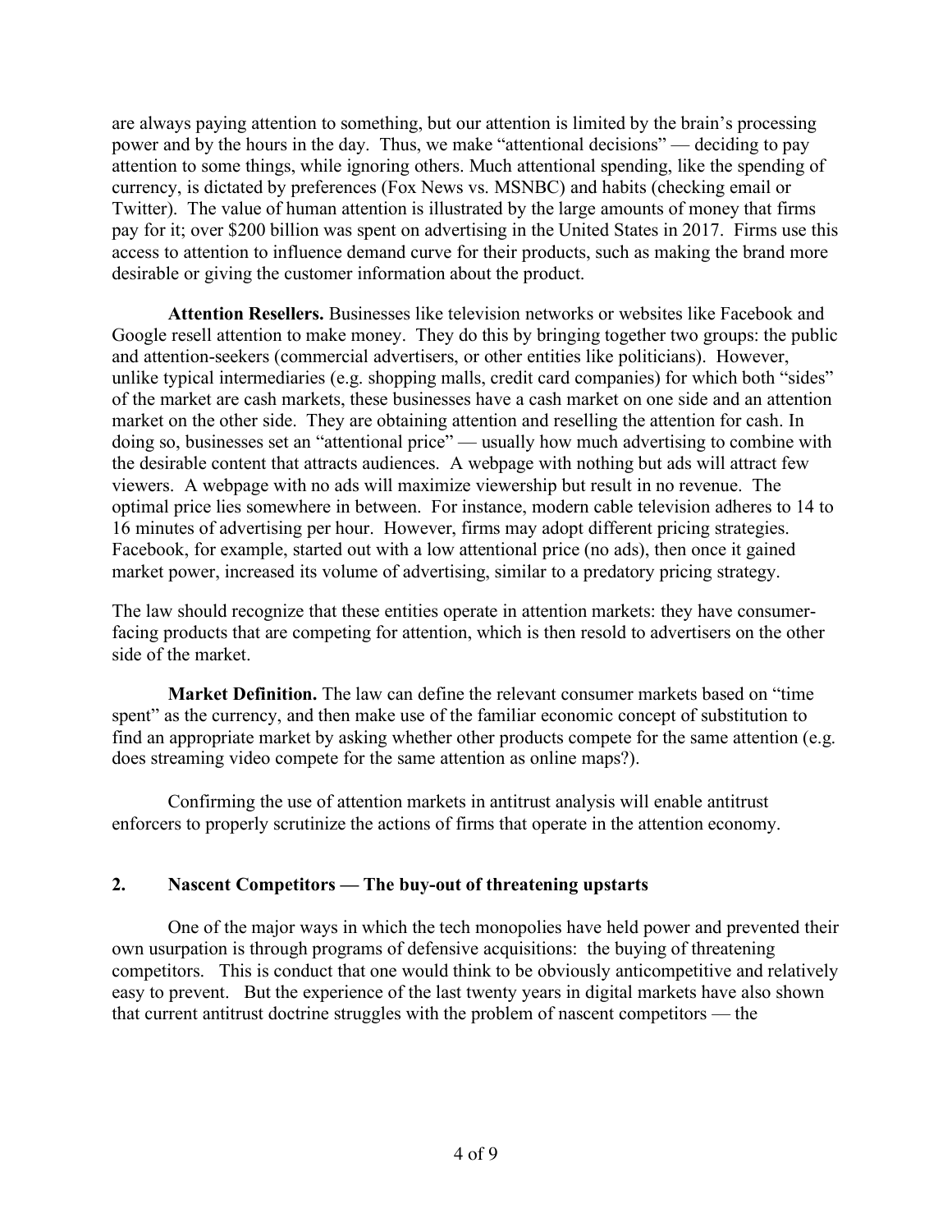are always paying attention to something, but our attention is limited by the brain's processing power and by the hours in the day. Thus, we make "attentional decisions" — deciding to pay attention to some things, while ignoring others. Much attentional spending, like the spending of currency, is dictated by preferences (Fox News vs. MSNBC) and habits (checking email or Twitter). The value of human attention is illustrated by the large amounts of money that firms pay for it; over $200 billion was spent on advertising in the United States in 2017. Firms use this access to attention to influence demand curve for their products, such as making the brand more desirable or giving the customer information about the product.

**Attention Resellers.** Businesses like television networks or websites like Facebook and Google resell attention to make money. They do this by bringing together two groups: the public and attention-seekers (commercial advertisers, or other entities like politicians). However, unlike typical intermediaries (e.g. shopping malls, credit card companies) for which both "sides" of the market are cash markets, these businesses have a cash market on one side and an attention market on the other side. They are obtaining attention and reselling the attention for cash. In doing so, businesses set an "attentional price" — usually how much advertising to combine with the desirable content that attracts audiences. A webpage with nothing but ads will attract few viewers. A webpage with no ads will maximize viewership but result in no revenue. The optimal price lies somewhere in between. For instance, modern cable television adheres to 14 to 16 minutes of advertising per hour. However, firms may adopt different pricing strategies. Facebook, for example, started out with a low attentional price (no ads), then once it gained market power, increased its volume of advertising, similar to a predatory pricing strategy.

The law should recognize that these entities operate in attention markets: they have consumer-facing products that are competing for attention, which is then resold to advertisers on the other side of the market.

**Market Definition.** The law can define the relevant consumer markets based on "time spent" as the currency, and then make use of the familiar economic concept of substitution to find an appropriate market by asking whether other products compete for the same attention (e.g. does streaming video compete for the same attention as online maps?).

Confirming the use of attention markets in antitrust analysis will enable antitrust enforcers to properly scrutinize the actions of firms that operate in the attention economy.

## 2. Nascent Competitors — The buy-out of threatening upstarts

One of the major ways in which the tech monopolies have held power and prevented their own usurpation is through programs of defensive acquisitions: the buying of threatening competitors. This is conduct that one would think to be obviously anticompetitive and relatively easy to prevent. But the experience of the last twenty years in digital markets have also shown that current antitrust doctrine struggles with the problem of nascent competitors — the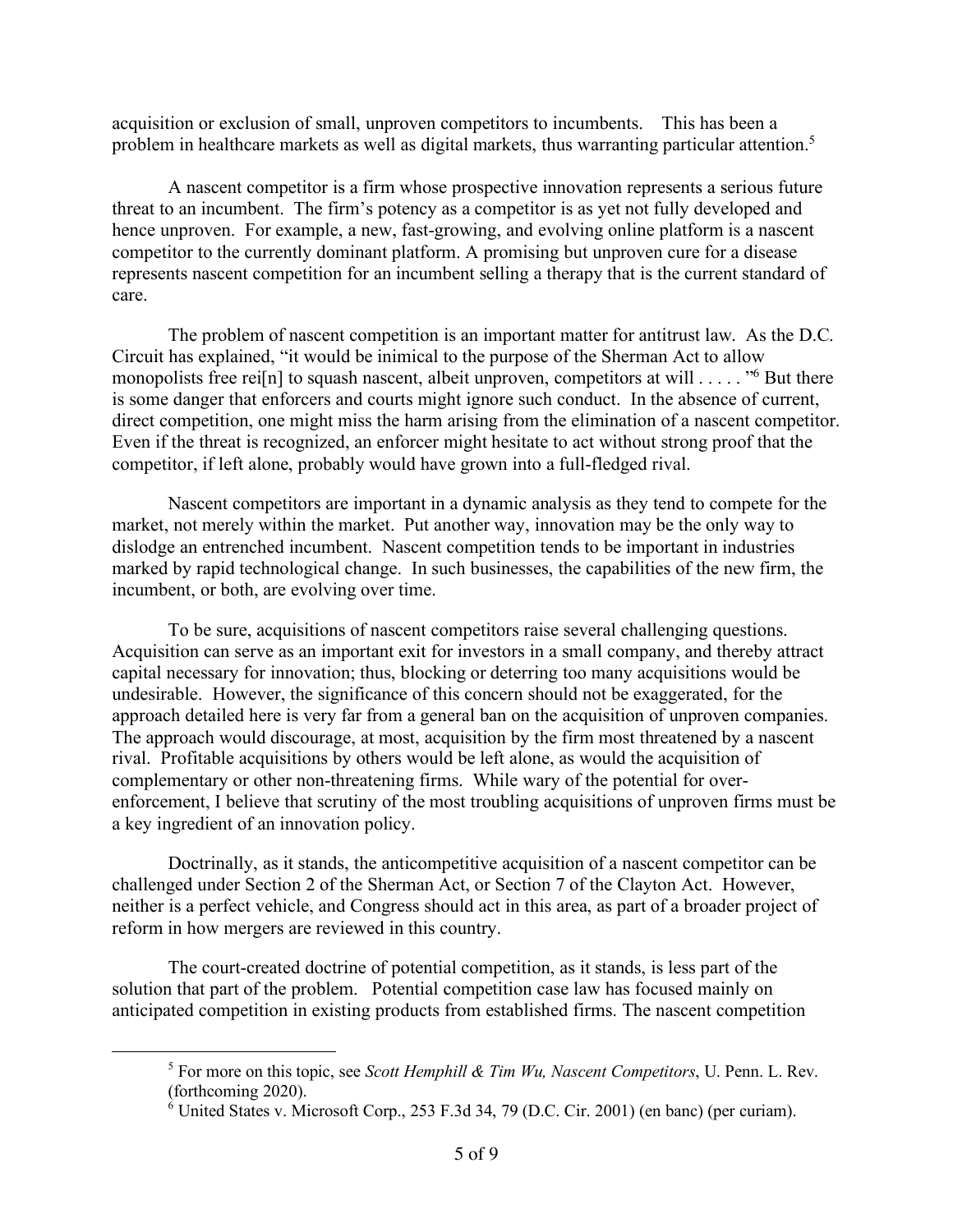acquisition or exclusion of small, unproven competitors to incumbents. This has been a problem in healthcare markets as well as digital markets, thus warranting particular attention.[5]

A nascent competitor is a firm whose prospective innovation represents a serious future threat to an incumbent. The firm's potency as a competitor is as yet not fully developed and hence unproven. For example, a new, fast-growing, and evolving online platform is a nascent competitor to the currently dominant platform. A promising but unproven cure for a disease represents nascent competition for an incumbent selling a therapy that is the current standard of care.

The problem of nascent competition is an important matter for antitrust law. As the D.C. Circuit has explained, "it would be inimical to the purpose of the Sherman Act to allow monopolists free rei[n] to squash nascent, albeit unproven, competitors at will . . . . ."[6] But there is some danger that enforcers and courts might ignore such conduct. In the absence of current, direct competition, one might miss the harm arising from the elimination of a nascent competitor. Even if the threat is recognized, an enforcer might hesitate to act without strong proof that the competitor, if left alone, probably would have grown into a full-fledged rival.

Nascent competitors are important in a dynamic analysis as they tend to compete for the market, not merely within the market. Put another way, innovation may be the only way to dislodge an entrenched incumbent. Nascent competition tends to be important in industries marked by rapid technological change. In such businesses, the capabilities of the new firm, the incumbent, or both, are evolving over time.

To be sure, acquisitions of nascent competitors raise several challenging questions. Acquisition can serve as an important exit for investors in a small company, and thereby attract capital necessary for innovation; thus, blocking or deterring too many acquisitions would be undesirable. However, the significance of this concern should not be exaggerated, for the approach detailed here is very far from a general ban on the acquisition of unproven companies. The approach would discourage, at most, acquisition by the firm most threatened by a nascent rival. Profitable acquisitions by others would be left alone, as would the acquisition of complementary or other non-threatening firms. While wary of the potential for over-enforcement, I believe that scrutiny of the most troubling acquisitions of unproven firms must be a key ingredient of an innovation policy.

Doctrinally, as it stands, the anticompetitive acquisition of a nascent competitor can be challenged under Section 2 of the Sherman Act, or Section 7 of the Clayton Act. However, neither is a perfect vehicle, and Congress should act in this area, as part of a broader project of reform in how mergers are reviewed in this country.

The court-created doctrine of potential competition, as it stands, is less part of the solution that part of the problem. Potential competition case law has focused mainly on anticipated competition in existing products from established firms. The nascent competition

---

[5] For more on this topic, see *Scott Hemphill & Tim Wu, Nascent Competitors*, U. Penn. L. Rev. (forthcoming 2020).

[6] United States v. Microsoft Corp., 253 F.3d 34, 79 (D.C. Cir. 2001) (en banc) (per curiam).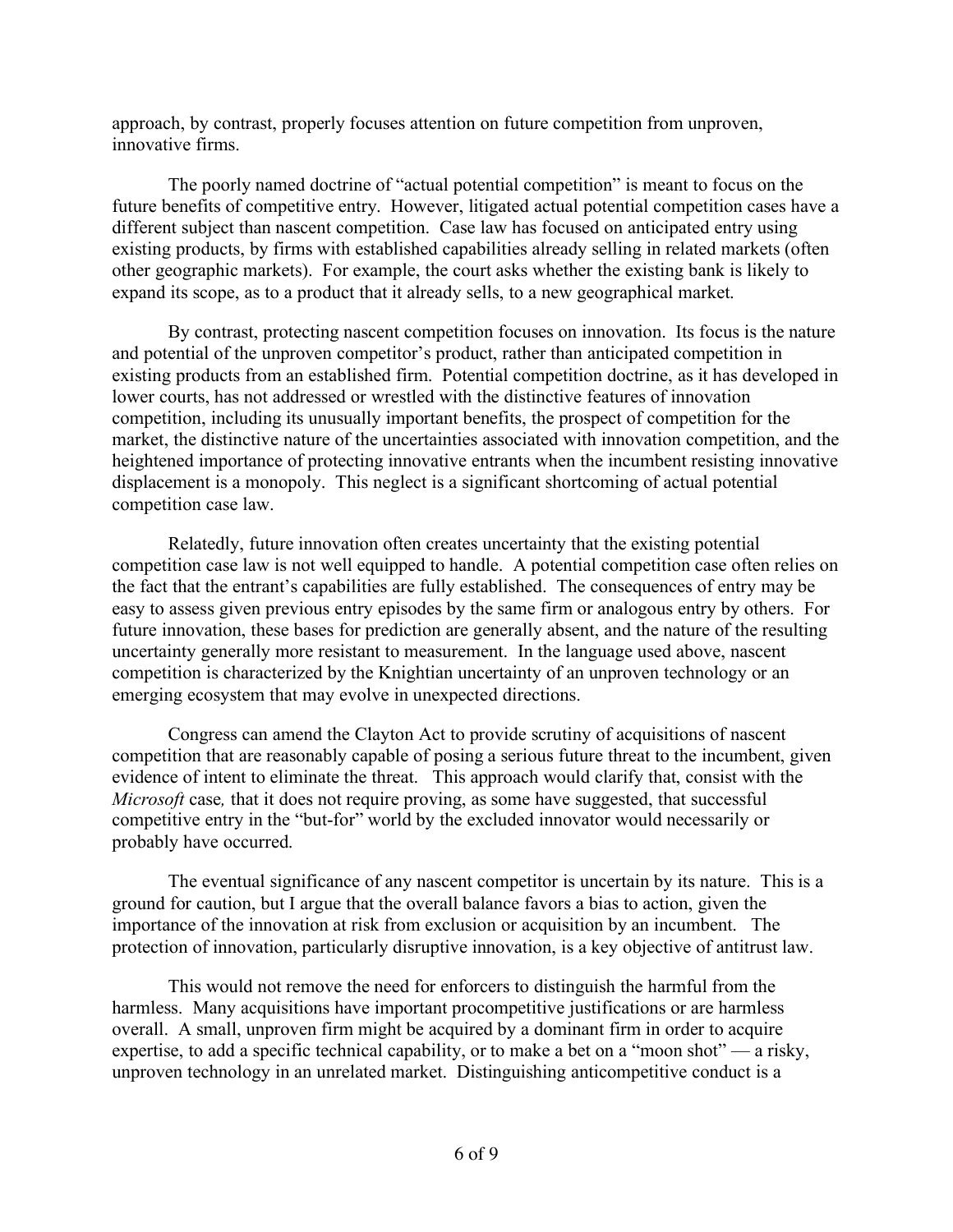approach, by contrast, properly focuses attention on future competition from unproven, innovative firms.

The poorly named doctrine of "actual potential competition" is meant to focus on the future benefits of competitive entry. However, litigated actual potential competition cases have a different subject than nascent competition. Case law has focused on anticipated entry using existing products, by firms with established capabilities already selling in related markets (often other geographic markets). For example, the court asks whether the existing bank is likely to expand its scope, as to a product that it already sells, to a new geographical market.

By contrast, protecting nascent competition focuses on innovation. Its focus is the nature and potential of the unproven competitor's product, rather than anticipated competition in existing products from an established firm. Potential competition doctrine, as it has developed in lower courts, has not addressed or wrestled with the distinctive features of innovation competition, including its unusually important benefits, the prospect of competition for the market, the distinctive nature of the uncertainties associated with innovation competition, and the heightened importance of protecting innovative entrants when the incumbent resisting innovative displacement is a monopoly. This neglect is a significant shortcoming of actual potential competition case law.

Relatedly, future innovation often creates uncertainty that the existing potential competition case law is not well equipped to handle. A potential competition case often relies on the fact that the entrant's capabilities are fully established. The consequences of entry may be easy to assess given previous entry episodes by the same firm or analogous entry by others. For future innovation, these bases for prediction are generally absent, and the nature of the resulting uncertainty generally more resistant to measurement. In the language used above, nascent competition is characterized by the Knightian uncertainty of an unproven technology or an emerging ecosystem that may evolve in unexpected directions.

Congress can amend the Clayton Act to provide scrutiny of acquisitions of nascent competition that are reasonably capable of posing a serious future threat to the incumbent, given evidence of intent to eliminate the threat. This approach would clarify that, consist with the *Microsoft* case*,* that it does not require proving, as some have suggested, that successful competitive entry in the "but-for" world by the excluded innovator would necessarily or probably have occurred.

The eventual significance of any nascent competitor is uncertain by its nature. This is a ground for caution, but I argue that the overall balance favors a bias to action, given the importance of the innovation at risk from exclusion or acquisition by an incumbent. The protection of innovation, particularly disruptive innovation, is a key objective of antitrust law.

This would not remove the need for enforcers to distinguish the harmful from the harmless. Many acquisitions have important procompetitive justifications or are harmless overall. A small, unproven firm might be acquired by a dominant firm in order to acquire expertise, to add a specific technical capability, or to make a bet on a "moon shot" — a risky, unproven technology in an unrelated market. Distinguishing anticompetitive conduct is a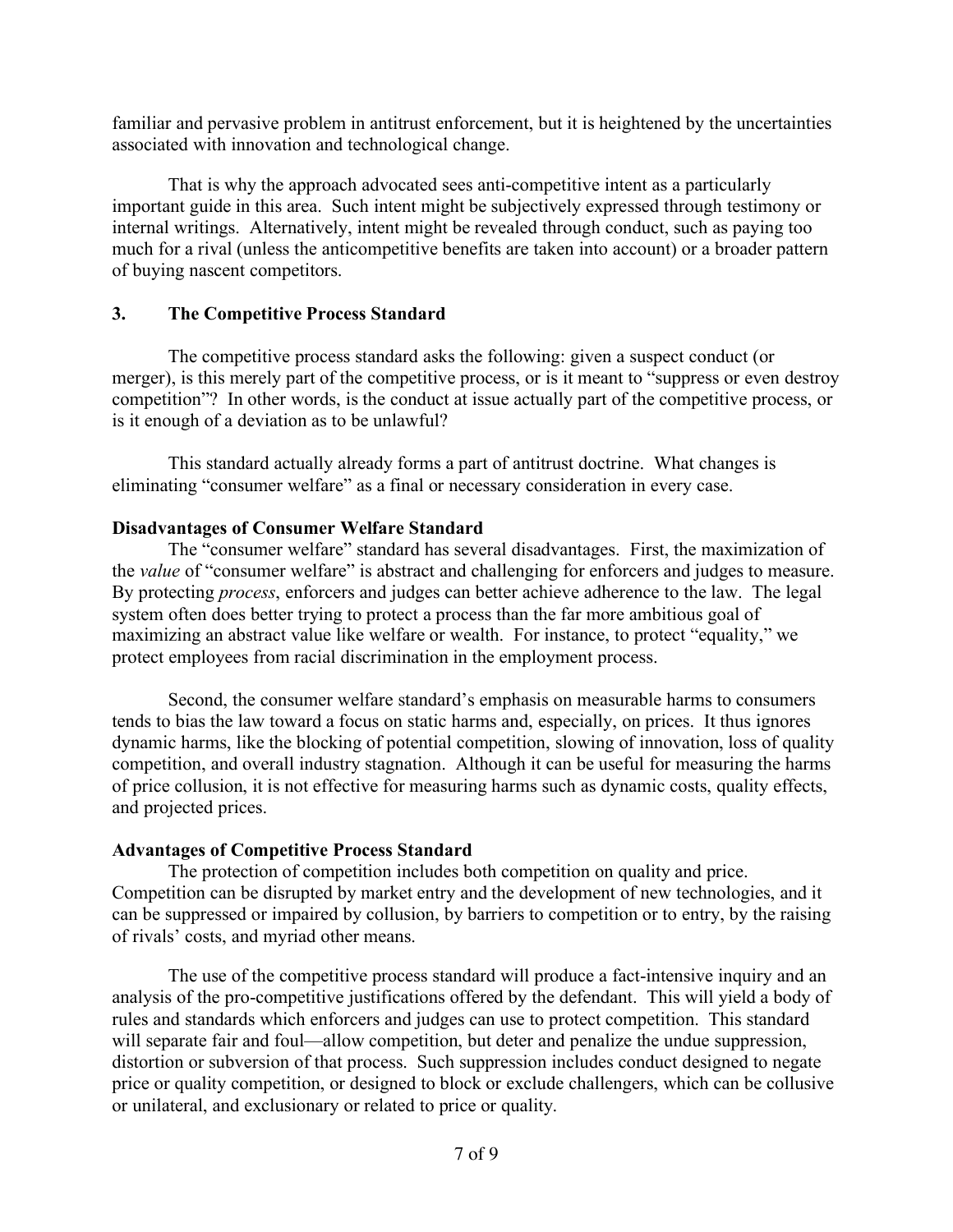familiar and pervasive problem in antitrust enforcement, but it is heightened by the uncertainties associated with innovation and technological change.

That is why the approach advocated sees anti-competitive intent as a particularly important guide in this area. Such intent might be subjectively expressed through testimony or internal writings. Alternatively, intent might be revealed through conduct, such as paying too much for a rival (unless the anticompetitive benefits are taken into account) or a broader pattern of buying nascent competitors.

### 3. The Competitive Process Standard

The competitive process standard asks the following: given a suspect conduct (or merger), is this merely part of the competitive process, or is it meant to "suppress or even destroy competition"? In other words, is the conduct at issue actually part of the competitive process, or is it enough of a deviation as to be unlawful?

This standard actually already forms a part of antitrust doctrine. What changes is eliminating "consumer welfare" as a final or necessary consideration in every case.

#### Disadvantages of Consumer Welfare Standard

The "consumer welfare" standard has several disadvantages. First, the maximization of the *value* of "consumer welfare" is abstract and challenging for enforcers and judges to measure. By protecting *process*, enforcers and judges can better achieve adherence to the law. The legal system often does better trying to protect a process than the far more ambitious goal of maximizing an abstract value like welfare or wealth. For instance, to protect "equality," we protect employees from racial discrimination in the employment process.

Second, the consumer welfare standard's emphasis on measurable harms to consumers tends to bias the law toward a focus on static harms and, especially, on prices. It thus ignores dynamic harms, like the blocking of potential competition, slowing of innovation, loss of quality competition, and overall industry stagnation. Although it can be useful for measuring the harms of price collusion, it is not effective for measuring harms such as dynamic costs, quality effects, and projected prices.

#### Advantages of Competitive Process Standard

The protection of competition includes both competition on quality and price. Competition can be disrupted by market entry and the development of new technologies, and it can be suppressed or impaired by collusion, by barriers to competition or to entry, by the raising of rivals' costs, and myriad other means.

The use of the competitive process standard will produce a fact-intensive inquiry and an analysis of the pro-competitive justifications offered by the defendant. This will yield a body of rules and standards which enforcers and judges can use to protect competition. This standard will separate fair and foul—allow competition, but deter and penalize the undue suppression, distortion or subversion of that process. Such suppression includes conduct designed to negate price or quality competition, or designed to block or exclude challengers, which can be collusive or unilateral, and exclusionary or related to price or quality.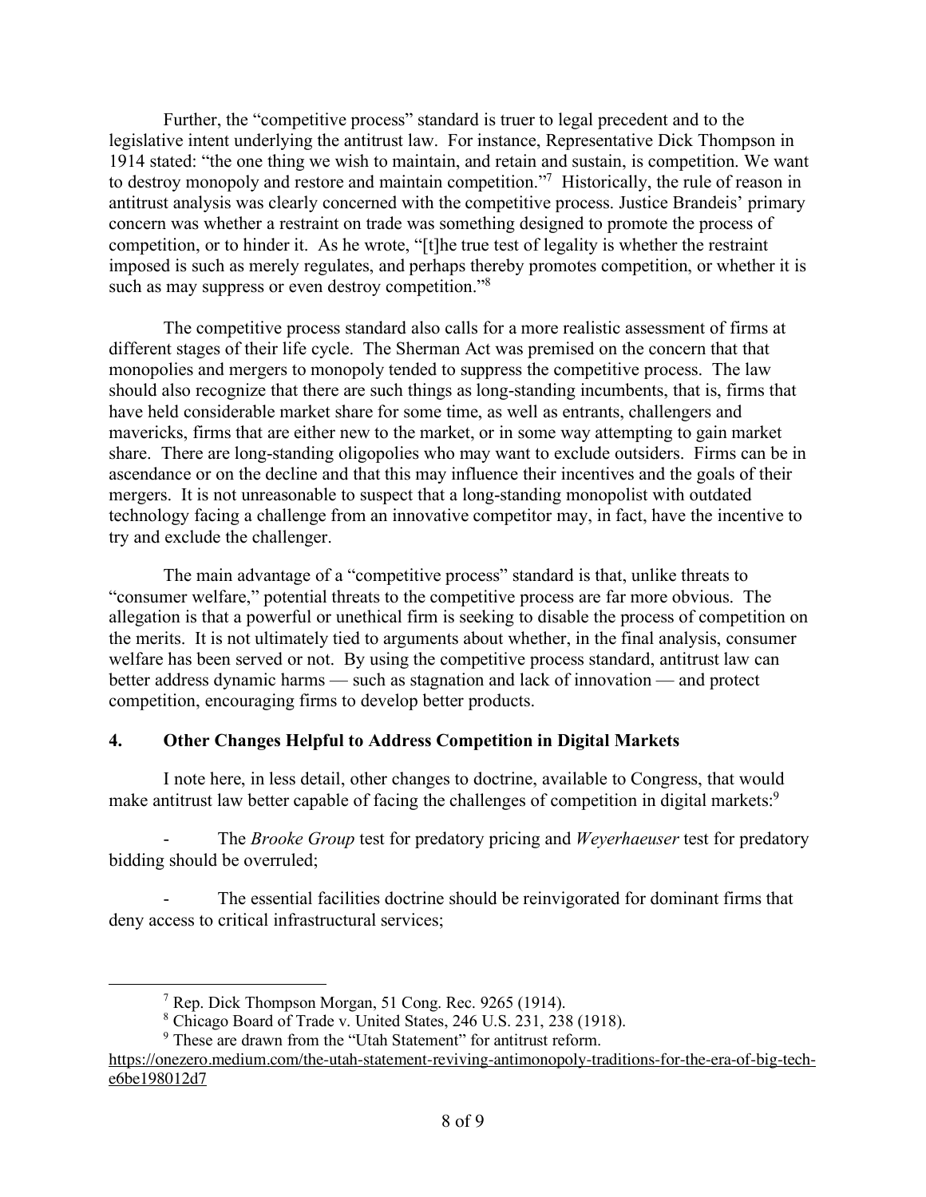Further, the "competitive process" standard is truer to legal precedent and to the legislative intent underlying the antitrust law. For instance, Representative Dick Thompson in 1914 stated: "the one thing we wish to maintain, and retain and sustain, is competition. We want to destroy monopoly and restore and maintain competition."[7] Historically, the rule of reason in antitrust analysis was clearly concerned with the competitive process. Justice Brandeis' primary concern was whether a restraint on trade was something designed to promote the process of competition, or to hinder it. As he wrote, "[t]he true test of legality is whether the restraint imposed is such as merely regulates, and perhaps thereby promotes competition, or whether it is such as may suppress or even destroy competition."[8]

The competitive process standard also calls for a more realistic assessment of firms at different stages of their life cycle. The Sherman Act was premised on the concern that that monopolies and mergers to monopoly tended to suppress the competitive process. The law should also recognize that there are such things as long-standing incumbents, that is, firms that have held considerable market share for some time, as well as entrants, challengers and mavericks, firms that are either new to the market, or in some way attempting to gain market share. There are long-standing oligopolies who may want to exclude outsiders. Firms can be in ascendance or on the decline and that this may influence their incentives and the goals of their mergers. It is not unreasonable to suspect that a long-standing monopolist with outdated technology facing a challenge from an innovative competitor may, in fact, have the incentive to try and exclude the challenger.

The main advantage of a "competitive process" standard is that, unlike threats to "consumer welfare," potential threats to the competitive process are far more obvious. The allegation is that a powerful or unethical firm is seeking to disable the process of competition on the merits. It is not ultimately tied to arguments about whether, in the final analysis, consumer welfare has been served or not. By using the competitive process standard, antitrust law can better address dynamic harms — such as stagnation and lack of innovation — and protect competition, encouraging firms to develop better products.

## 4. Other Changes Helpful to Address Competition in Digital Markets

I note here, in less detail, other changes to doctrine, available to Congress, that would make antitrust law better capable of facing the challenges of competition in digital markets:[9]

- The *Brooke Group* test for predatory pricing and *Weyerhaeuser* test for predatory bidding should be overruled;

- The essential facilities doctrine should be reinvigorated for dominant firms that deny access to critical infrastructural services;

---

[7] Rep. Dick Thompson Morgan, 51 Cong. Rec. 9265 (1914).

[8] Chicago Board of Trade v. United States, 246 U.S. 231, 238 (1918).

[9] These are drawn from the "Utah Statement" for antitrust reform. https://onezero.medium.com/the-utah-statement-reviving-antimonopoly-traditions-for-the-era-of-big-tech-e6be198012d7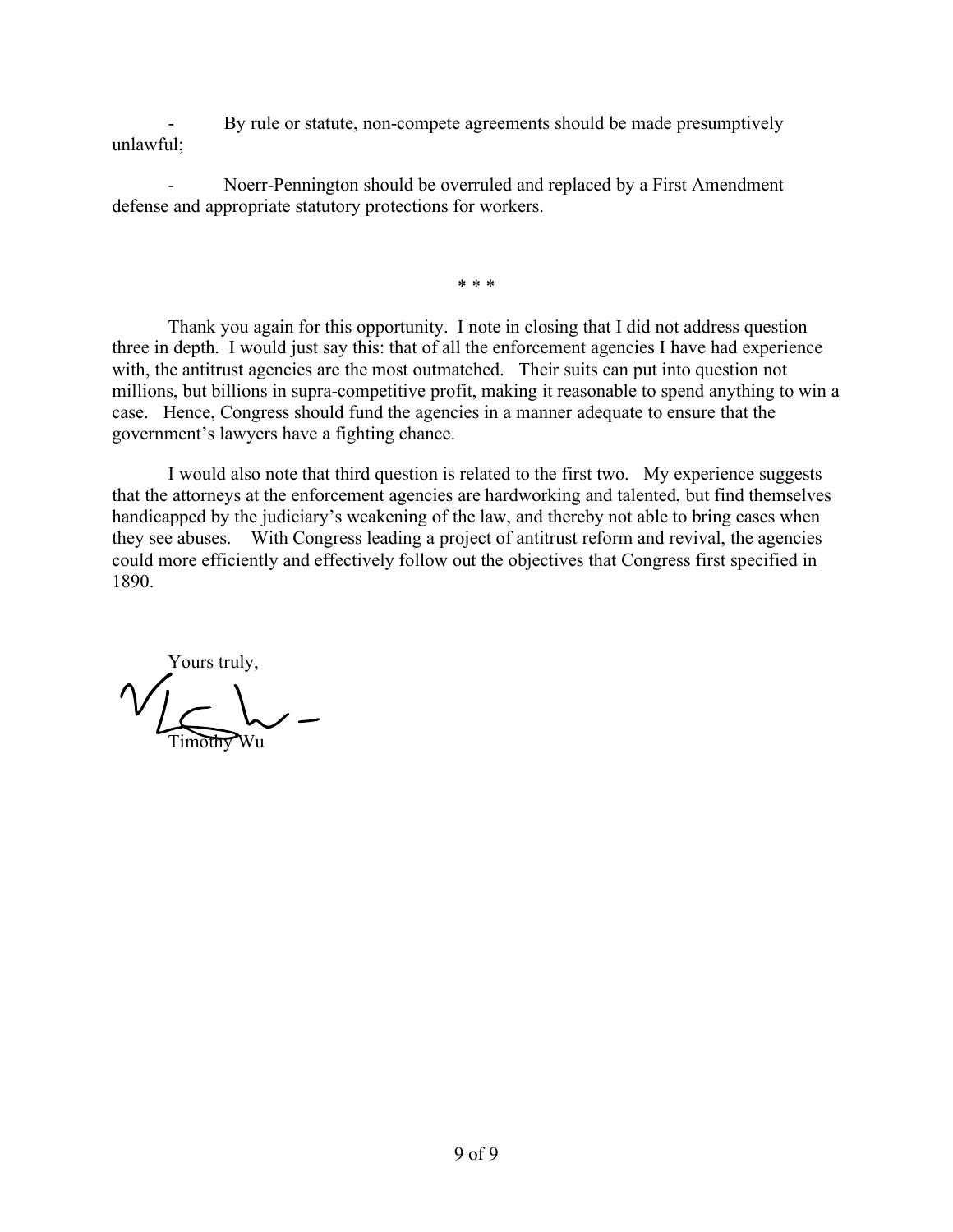- By rule or statute, non-compete agreements should be made presumptively unlawful;

- Noerr-Pennington should be overruled and replaced by a First Amendment defense and appropriate statutory protections for workers.

\* \* \*

Thank you again for this opportunity. I note in closing that I did not address question three in depth. I would just say this: that of all the enforcement agencies I have had experience with, the antitrust agencies are the most outmatched. Their suits can put into question not millions, but billions in supra-competitive profit, making it reasonable to spend anything to win a case. Hence, Congress should fund the agencies in a manner adequate to ensure that the government's lawyers have a fighting chance.

I would also note that third question is related to the first two. My experience suggests that the attorneys at the enforcement agencies are hardworking and talented, but find themselves handicapped by the judiciary's weakening of the law, and thereby not able to bring cases when they see abuses. With Congress leading a project of antitrust reform and revival, the agencies could more efficiently and effectively follow out the objectives that Congress first specified in 1890.

Yours truly,

Timothy Wu